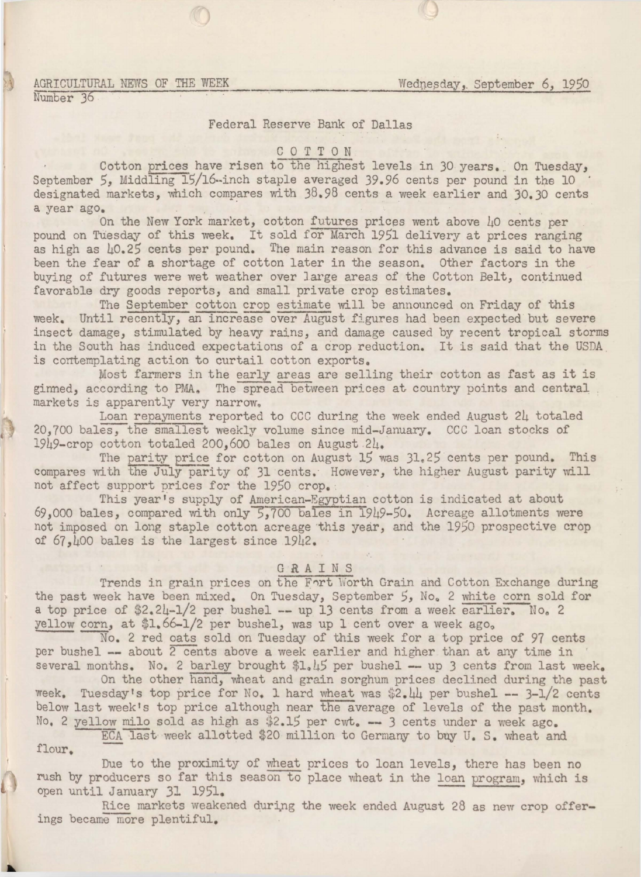AGRICULTURAL NEWS OF THE WEEK Wednesday, September 6, 1950

Number 36

Federal Reserve Bank of Dallas

## COTTON

Cotton prices have risen to the highest levels in 30 years. On Tuesday, September 5, Middling 15/16-inch staple averaged 39.96 cents per pound in the 10 designated markets, which compares with 38.98 cents a week earlier and 30.30 cents a year ago.

On the New York market, cotton futures prices went above 40 cents per pound on Tuesday of this week. It sold for March 1951 delivery at prices ranging as high as 40.25 cents per pound. The main reason for this advance is said to have been the fear of a shortage of cotton later in the season. Other factors in the buying of futures were wet weather over large areas of the Cotton Belt, continued favorable dry goods reports, and small private crop estimates.

The September cotton crop estimate will be announced on Friday of this week. Until recently, an increase over August figures had been expected but severe insect damage, stimulated by heavy rains, and damage caused by recent tropical storms in the South has induced expectations of a crop reduction. It is said that the USDA is contemplating action to curtail cotton exports.

Most farmers in the early areas are selling their cotton as fast as it is ginned, according to PMA. The spread between prices at country points and central markets is apparently very narrow.

Loan repayments reported to CCC during the week ended August 24 totaled 20,700 bales, the smallest weekly volume since mid-January. CCC loan stocks of 1949-crop cotton totaled 200,600 bales on August 24.

The parity price for cotton on August 15 was 31.25 cents per pound. This compares with the July parity of 31 cents. However, the higher August parity will not affect support prices for the 1950 crop.

This year's supply of American-Egyptian cotton is indicated at about 69,000 bales, compared with only 5,700 bales in 1949-50. Acreage allotments were not imposed on long staple cotton acreage this year, and the 1950 prospective crop of 67,400 bales is the largest since 1942.

## GRAINS

Trends in grain prices on the Fort Worth Grain and Cotton Exchange during the past week have been mixed. On Tuesday, September 5, No. 2 white corn sold for a top price of $2.24-1/2 per bushel -- up 13 cents from a week earlier. No. 2 yellow corn, at $1.66-1/2 per bushel, was up 1 cent over a week ago.

No. 2 red oats sold on Tuesday of this week for a top price of 97 cents per bushel -- about 2 cents above a week earlier and higher than at any time in several months. No. 2 barley brought $1.45 per bushel -- up 3 cents from last week.

On the other hand, wheat and grain sorghum prices declined during the past week. Tuesday's top price for No. 1 hard wheat was $2.44 per bushel -- 3-1/2 cents below last week's top price although near the average of levels of the past month. No. 2 yellow milo sold as high as $2.15 per cwt. -- 3 cents under a week ago.

ECA last week allotted $20 million to Germany to buy U. S. wheat and flour.

Due to the proximity of wheat prices to loan levels, there has been no rush by producers so far this season to place wheat in the loan program, which is open until January 31 1951.

Rice markets weakened during the week ended August 28 as new crop offerings became more plentiful.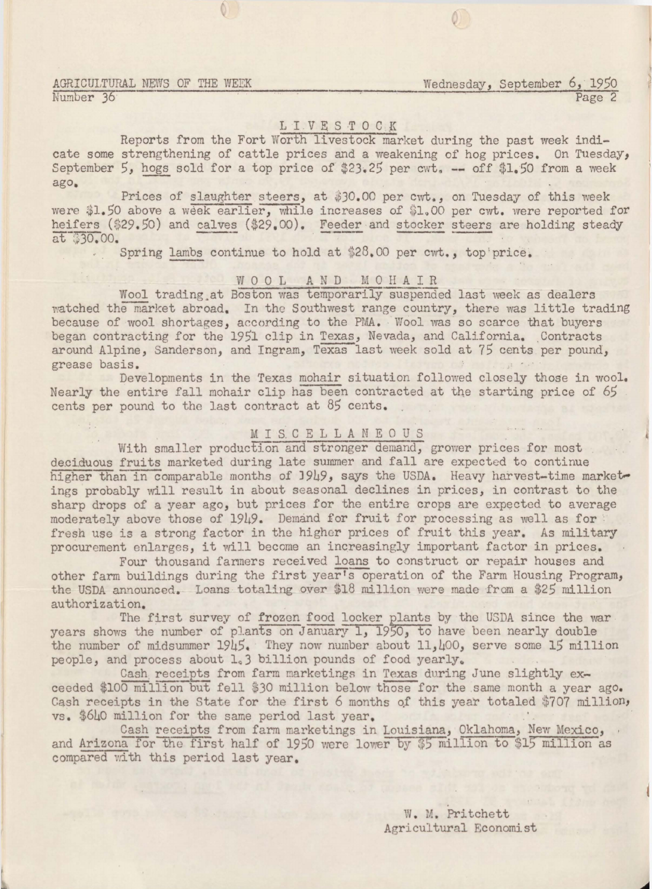## LIVESTOCK

Reports from the Fort Worth livestock market during the past week indicate some strengthening of cattle prices and a weakening of hog prices. On Tuesday, September 5, hogs sold for a top price of $23.25 per cwt. -- off $1.50 from a week ago.

Prices of slaughter steers, at $30.00 per cwt., on Tuesday of this week were $1.50 above a week earlier, while increases of $1.00 per cwt. were reported for heifers ($29.50) and calves ($29.00). Feeder and stocker steers are holding steady at $30.00.

Spring lambs continue to hold at $28.00 per cwt., top price.

## WOOL AND MOHAIR

Wool trading at Boston was temporarily suspended last week as dealers watched the market abroad. In the Southwest range country, there was little trading because of wool shortages, according to the PMA. Wool was so scarce that buyers began contracting for the 1951 clip in Texas, Nevada, and California. Contracts around Alpine, Sanderson, and Ingram, Texas last week sold at 75 cents per pound, grease basis.

Developments in the Texas mohair situation followed closely those in wool. Nearly the entire fall mohair clip has been contracted at the starting price of 65 cents per pound to the last contract at 85 cents.

## MISCELLANEOUS

With smaller production and stronger demand, grower prices for most deciduous fruits marketed during late summer and fall are expected to continue higher than in comparable months of 1949, says the USDA. Heavy harvest-time marketings probably will result in about seasonal declines in prices, in contrast to the sharp drops of a year ago, but prices for the entire crops are expected to average moderately above those of 1949. Demand for fruit for processing as well as for fresh use is a strong factor in the higher prices of fruit this year. As military procurement enlarges, it will become an increasingly important factor in prices.

Four thousand farmers received loans to construct or repair houses and other farm buildings during the first year's operation of the Farm Housing Program, the USDA announced. Loans totaling over $18 million were made from a $25 million authorization.

The first survey of frozen food locker plants by the USDA since the war years shows the number of plants on January 1, 1950, to have been nearly double the number of midsummer 1945. They now number about 11,400, serve some 15 million people, and process about 1.3 billion pounds of food yearly.

Cash receipts from farm marketings in Texas during June slightly exceeded $100 million but fell $30 million below those for the same month a year ago. Cash receipts in the State for the first 6 months of this year totaled $707 million, vs. $640 million for the same period last year.

Cash receipts from farm marketings in Louisiana, Oklahoma, New Mexico, and Arizona for the first half of 1950 were lower by $5 million to $15 million as compared with this period last year.

W. M. Pritchett
Agricultural Economist